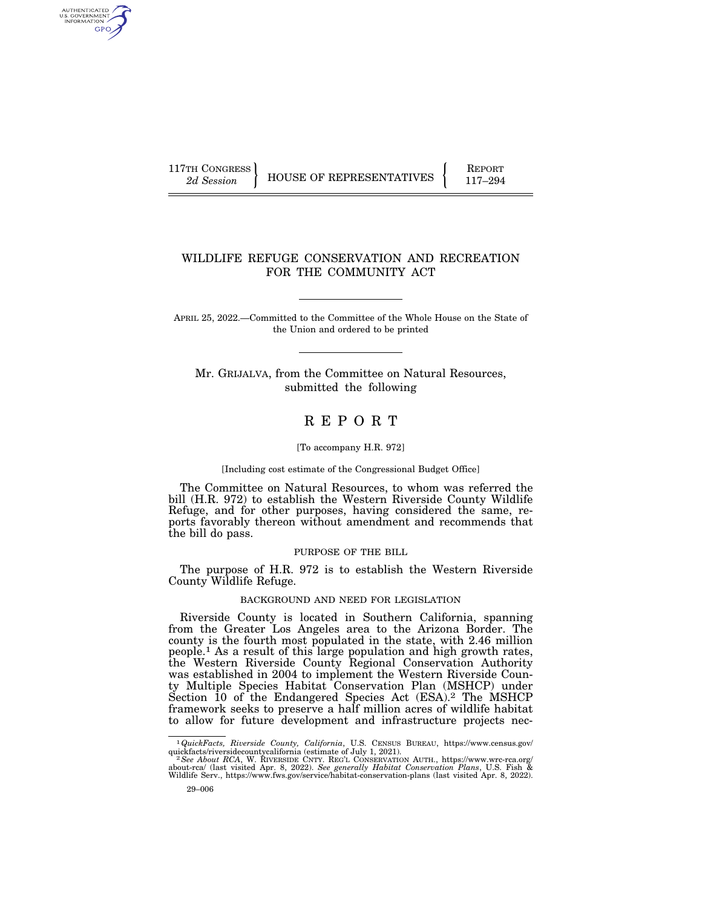117TH CONGRESS
2d Session

HOUSE OF REPRESENTATIVES

REPORT
117–294

# WILDLIFE REFUGE CONSERVATION AND RECREATION FOR THE COMMUNITY ACT

APRIL 25, 2022.—Committed to the Committee of the Whole House on the State of the Union and ordered to be printed

Mr. GRIJALVA, from the Committee on Natural Resources, submitted the following

## R E P O R T

[To accompany H.R. 972]

[Including cost estimate of the Congressional Budget Office]

The Committee on Natural Resources, to whom was referred the bill (H.R. 972) to establish the Western Riverside County Wildlife Refuge, and for other purposes, having considered the same, reports favorably thereon without amendment and recommends that the bill do pass.

### PURPOSE OF THE BILL

The purpose of H.R. 972 is to establish the Western Riverside County Wildlife Refuge.

### BACKGROUND AND NEED FOR LEGISLATION

Riverside County is located in Southern California, spanning from the Greater Los Angeles area to the Arizona Border. The county is the fourth most populated in the state, with 2.46 million people.[1] As a result of this large population and high growth rates, the Western Riverside County Regional Conservation Authority was established in 2004 to implement the Western Riverside County Multiple Species Habitat Conservation Plan (MSHCP) under Section 10 of the Endangered Species Act (ESA).[2] The MSHCP framework seeks to preserve a half million acres of wildlife habitat to allow for future development and infrastructure projects nec-

[1] *QuickFacts, Riverside County, California*, U.S. CENSUS BUREAU, https://www.census.gov/quickfacts/riversidecountycalifornia (estimate of July 1, 2021).

[2] *See About RCA*, W. RIVERSIDE CNTY. REG'L CONSERVATION AUTH., https://www.wrc-rca.org/about-rca/ (last visited Apr. 8, 2022). *See generally Habitat Conservation Plans*, U.S. Fish & Wildlife Serv., https://www.fws.gov/service/habitat-conservation-plans (last visited Apr. 8, 2022).

29–006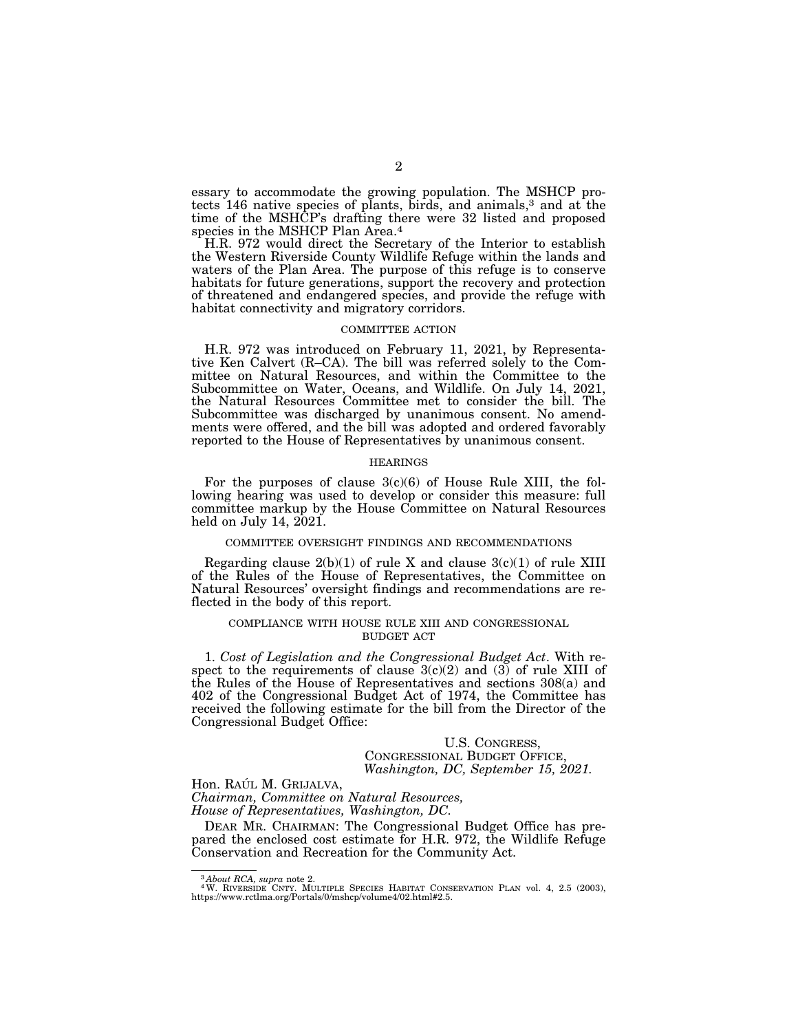essary to accommodate the growing population. The MSHCP protects 146 native species of plants, birds, and animals,[3] and at the time of the MSHCP's drafting there were 32 listed and proposed species in the MSHCP Plan Area.[4]

H.R. 972 would direct the Secretary of the Interior to establish the Western Riverside County Wildlife Refuge within the lands and waters of the Plan Area. The purpose of this refuge is to conserve habitats for future generations, support the recovery and protection of threatened and endangered species, and provide the refuge with habitat connectivity and migratory corridors.

## COMMITTEE ACTION

H.R. 972 was introduced on February 11, 2021, by Representative Ken Calvert (R–CA). The bill was referred solely to the Committee on Natural Resources, and within the Committee to the Subcommittee on Water, Oceans, and Wildlife. On July 14, 2021, the Natural Resources Committee met to consider the bill. The Subcommittee was discharged by unanimous consent. No amendments were offered, and the bill was adopted and ordered favorably reported to the House of Representatives by unanimous consent.

## HEARINGS

For the purposes of clause 3(c)(6) of House Rule XIII, the following hearing was used to develop or consider this measure: full committee markup by the House Committee on Natural Resources held on July 14, 2021.

## COMMITTEE OVERSIGHT FINDINGS AND RECOMMENDATIONS

Regarding clause 2(b)(1) of rule X and clause 3(c)(1) of rule XIII of the Rules of the House of Representatives, the Committee on Natural Resources' oversight findings and recommendations are reflected in the body of this report.

## COMPLIANCE WITH HOUSE RULE XIII AND CONGRESSIONAL BUDGET ACT

1. *Cost of Legislation and the Congressional Budget Act*. With respect to the requirements of clause 3(c)(2) and (3) of rule XIII of the Rules of the House of Representatives and sections 308(a) and 402 of the Congressional Budget Act of 1974, the Committee has received the following estimate for the bill from the Director of the Congressional Budget Office:

U.S. CONGRESS,
CONGRESSIONAL BUDGET OFFICE,
*Washington, DC, September 15, 2021.*

Hon. RAÚL M. GRIJALVA,
*Chairman, Committee on Natural Resources,*
*House of Representatives, Washington, DC.*

DEAR MR. CHAIRMAN: The Congressional Budget Office has prepared the enclosed cost estimate for H.R. 972, the Wildlife Refuge Conservation and Recreation for the Community Act.

---

[3] *About RCA, supra* note 2.

[4] W. RIVERSIDE CNTY. MULTIPLE SPECIES HABITAT CONSERVATION PLAN vol. 4, 2.5 (2003), https://www.rctlma.org/Portals/0/mshcp/volume4/02.html#2.5.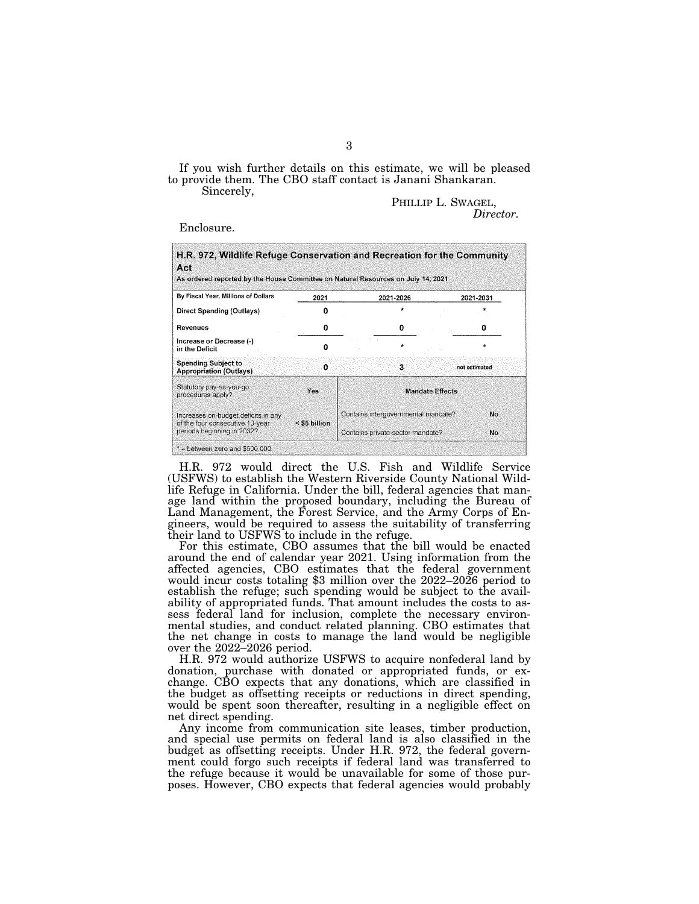If you wish further details on this estimate, we will be pleased to provide them. The CBO staff contact is Janani Shankaran.

Sincerely,

PHILLIP L. SWAGEL,
*Director.*

Enclosure.

**H.R. 972, Wildlife Refuge Conservation and Recreation for the Community Act**

As ordered reported by the House Committee on Natural Resources on July 14, 2021

| By Fiscal Year, Millions of Dollars | 2021 | 2021-2026 | 2021-2031 |
|---|---|---|---|
| Direct Spending (Outlays) | 0 | * | * |
| Revenues | 0 | 0 | 0 |
| Increase or Decrease (-) in the Deficit | 0 | * | * |
| Spending Subject to Appropriation (Outlays) | 0 | 3 | not estimated |
| Statutory pay-as-you-go procedures apply? | Yes | **Mandate Effects** | |
| Increases on-budget deficits in any of the four consecutive 10-year periods beginning in 2032? | < $5 billion | Contains intergovernmental mandate? | No |
| | | Contains private-sector mandate? | No |

* = between zero and $500,000.

H.R. 972 would direct the U.S. Fish and Wildlife Service (USFWS) to establish the Western Riverside County National Wildlife Refuge in California. Under the bill, federal agencies that manage land within the proposed boundary, including the Bureau of Land Management, the Forest Service, and the Army Corps of Engineers, would be required to assess the suitability of transferring their land to USFWS to include in the refuge.

For this estimate, CBO assumes that the bill would be enacted around the end of calendar year 2021. Using information from the affected agencies, CBO estimates that the federal government would incur costs totaling $3 million over the 2022–2026 period to establish the refuge; such spending would be subject to the availability of appropriated funds. That amount includes the costs to assess federal land for inclusion, complete the necessary environmental studies, and conduct related planning. CBO estimates that the net change in costs to manage the land would be negligible over the 2022–2026 period.

H.R. 972 would authorize USFWS to acquire nonfederal land by donation, purchase with donated or appropriated funds, or exchange. CBO expects that any donations, which are classified in the budget as offsetting receipts or reductions in direct spending, would be spent soon thereafter, resulting in a negligible effect on net direct spending.

Any income from communication site leases, timber production, and special use permits on federal land is also classified in the budget as offsetting receipts. Under H.R. 972, the federal government could forgo such receipts if federal land was transferred to the refuge because it would be unavailable for some of those purposes. However, CBO expects that federal agencies would probably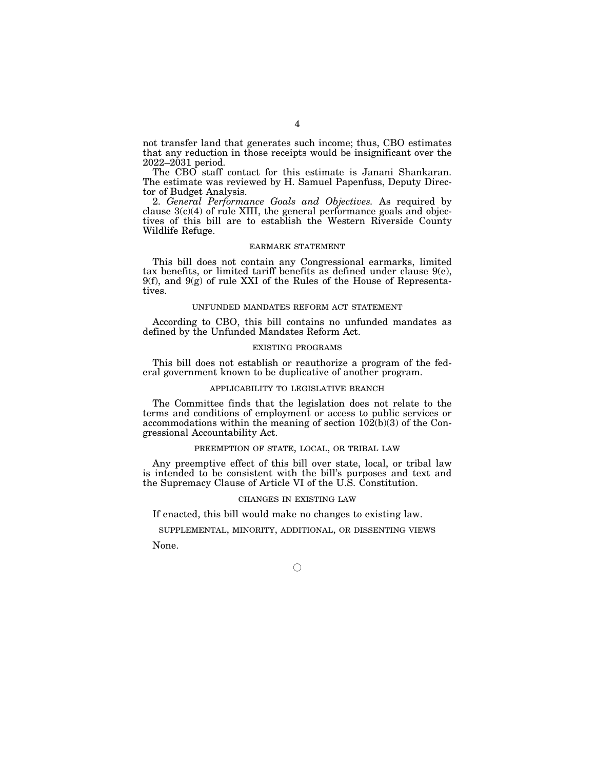not transfer land that generates such income; thus, CBO estimates that any reduction in those receipts would be insignificant over the 2022–2031 period.

The CBO staff contact for this estimate is Janani Shankaran. The estimate was reviewed by H. Samuel Papenfuss, Deputy Director of Budget Analysis.

2. *General Performance Goals and Objectives.* As required by clause 3(c)(4) of rule XIII, the general performance goals and objectives of this bill are to establish the Western Riverside County Wildlife Refuge.

## EARMARK STATEMENT

This bill does not contain any Congressional earmarks, limited tax benefits, or limited tariff benefits as defined under clause 9(e), 9(f), and 9(g) of rule XXI of the Rules of the House of Representatives.

## UNFUNDED MANDATES REFORM ACT STATEMENT

According to CBO, this bill contains no unfunded mandates as defined by the Unfunded Mandates Reform Act.

## EXISTING PROGRAMS

This bill does not establish or reauthorize a program of the federal government known to be duplicative of another program.

## APPLICABILITY TO LEGISLATIVE BRANCH

The Committee finds that the legislation does not relate to the terms and conditions of employment or access to public services or accommodations within the meaning of section 102(b)(3) of the Congressional Accountability Act.

## PREEMPTION OF STATE, LOCAL, OR TRIBAL LAW

Any preemptive effect of this bill over state, local, or tribal law is intended to be consistent with the bill's purposes and text and the Supremacy Clause of Article VI of the U.S. Constitution.

## CHANGES IN EXISTING LAW

If enacted, this bill would make no changes to existing law.

## SUPPLEMENTAL, MINORITY, ADDITIONAL, OR DISSENTING VIEWS

None.